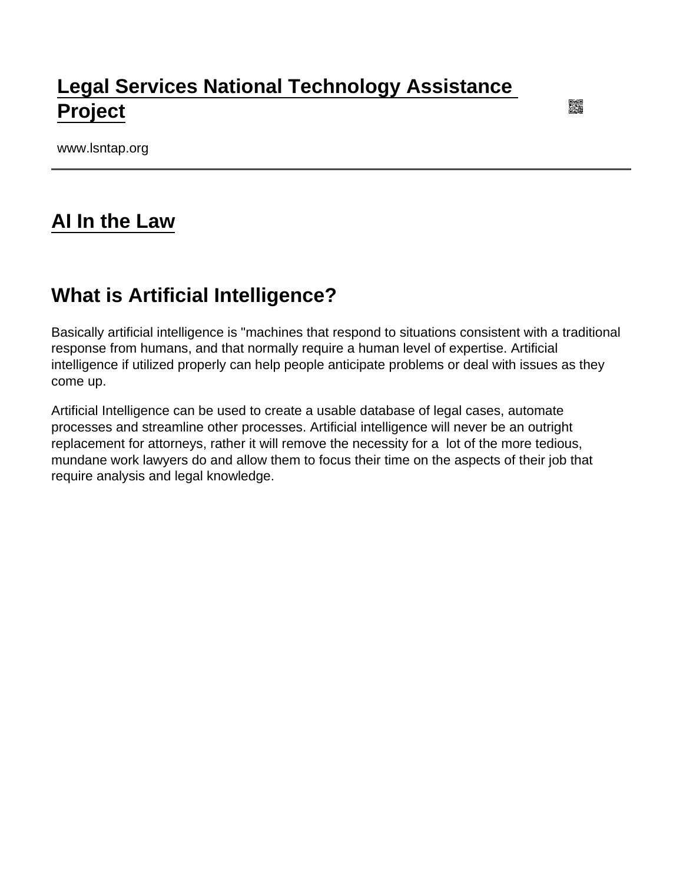# [Legal Services National Technology Assistance Project](www.lsntap.org)

www.lsntap.org

---

## AI In the Law

### What is Artificial Intelligence?

Basically artificial intelligence is "machines that respond to situations consistent with a traditional response from humans, and that normally require a human level of expertise. Artificial intelligence if utilized properly can help people anticipate problems or deal with issues as they come up.

Artificial Intelligence can be used to create a usable database of legal cases, automate processes and streamline other processes. Artificial intelligence will never be an outright replacement for attorneys, rather it will remove the necessity for a lot of the more tedious, mundane work lawyers do and allow them to focus their time on the aspects of their job that require analysis and legal knowledge.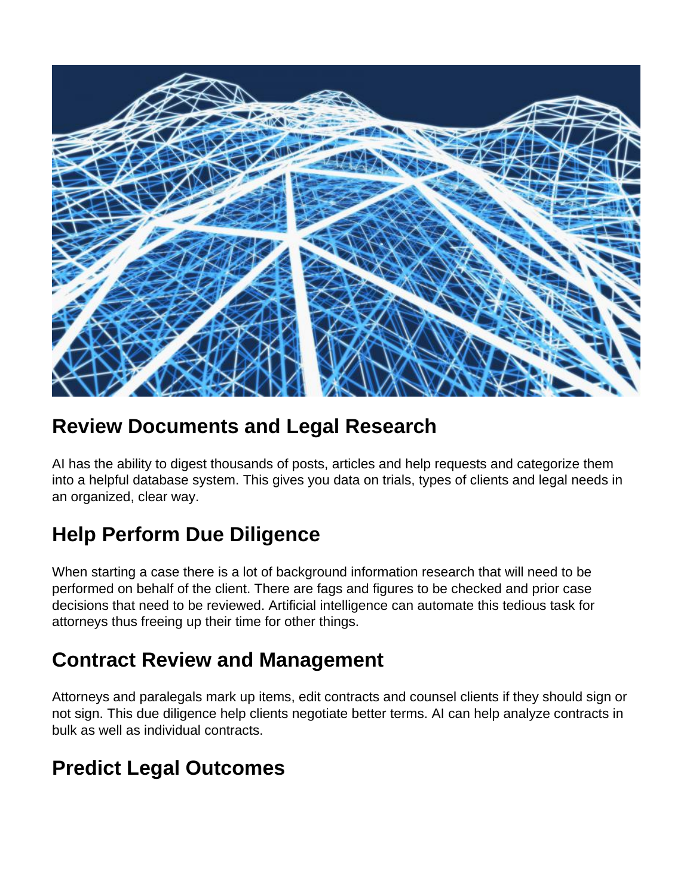## Review Documents and Legal Research

AI has the ability to digest thousands of posts, articles and help requests and categorize them into a helpful database system. This gives you data on trials, types of clients and legal needs in an organized, clear way.

## Help Perform Due Diligence

When starting a case there is a lot of background information research that will need to be performed on behalf of the client. There are fags and figures to be checked and prior case decisions that need to be reviewed. Artificial intelligence can automate this tedious task for attorneys thus freeing up their time for other things.

## Contract Review and Management

Attorneys and paralegals mark up items, edit contracts and counsel clients if they should sign or not sign. This due diligence help clients negotiate better terms. AI can help analyze contracts in bulk as well as individual contracts.

## Predict Legal Outcomes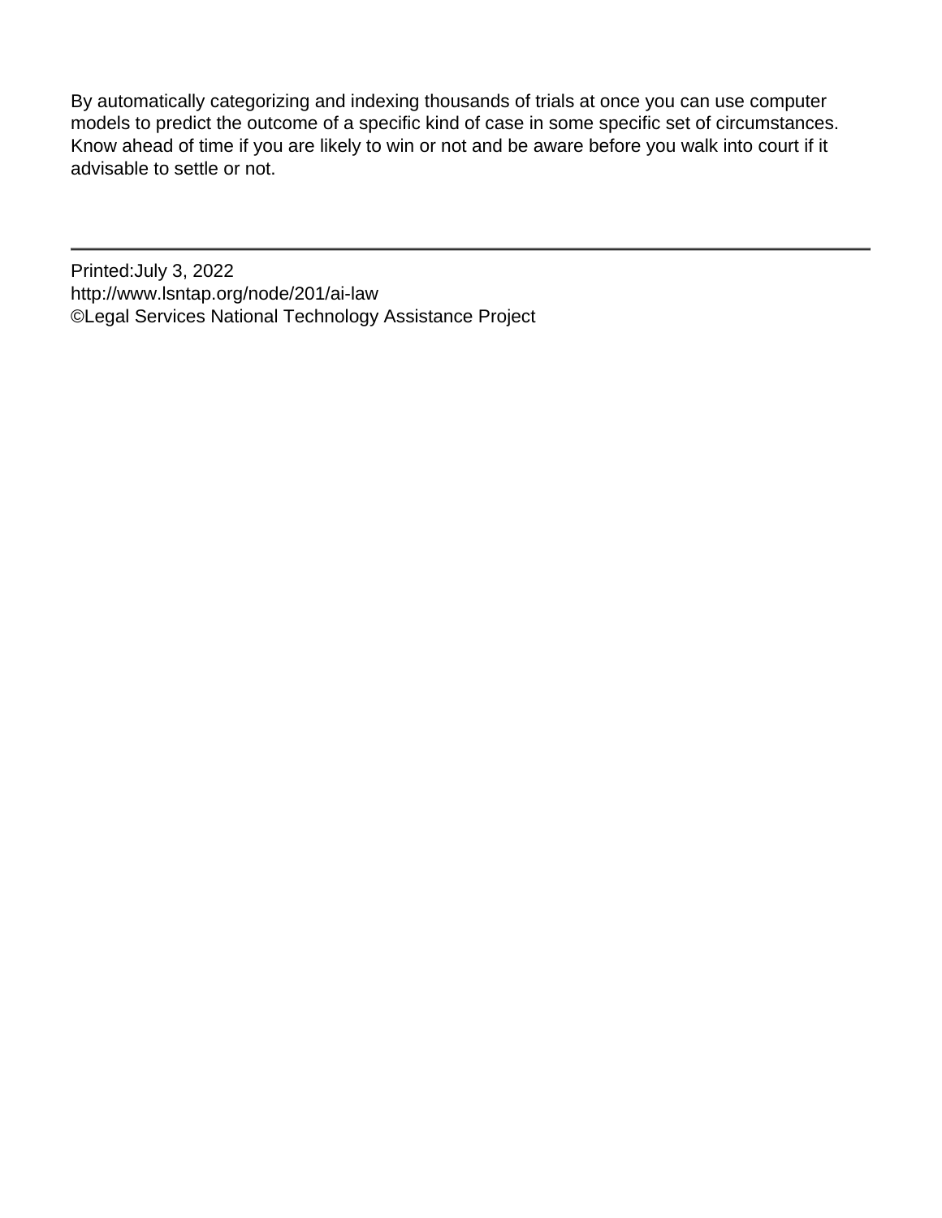By automatically categorizing and indexing thousands of trials at once you can use computer models to predict the outcome of a specific kind of case in some specific set of circumstances. Know ahead of time if you are likely to win or not and be aware before you walk into court if it advisable to settle or not.

---

Printed:July 3, 2022
http://www.lsntap.org/node/201/ai-law
©Legal Services National Technology Assistance Project